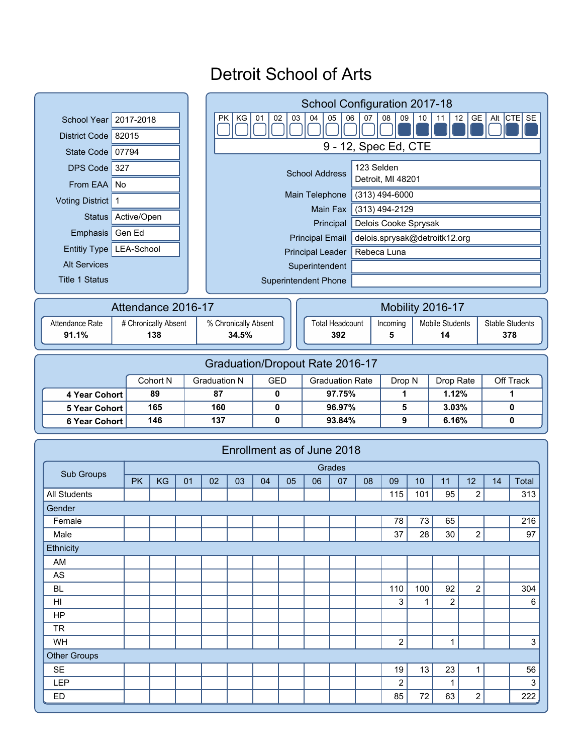# Detroit School of Arts

| | |
|---|---|
| School Year | 2017-2018 |
| District Code | 82015 |
| State Code | 07794 |
| DPS Code | 327 |
| From EAA | No |
| Voting District | 1 |
| Status | Active/Open |
| Emphasis | Gen Ed |
| Entitiy Type | LEA-School |
| Alt Services | |
| Title 1 Status | |

## School Configuration 2017-18

| PK | KG | 01 | 02 | 03 | 04 | 05 | 06 | 07 | 08 | 09 | 10 | 11 | 12 | GE | Alt | CTE | SE |
|---|---|---|---|---|---|---|---|---|---|---|---|---|---|---|---|---|---|
| | | | | | | | | | | ■ | ■ | ■ | ■ | ■ | | ■ | ■ |

9 - 12, Spec Ed, CTE

| | |
|---|---|
| School Address | 123 Selden<br>Detroit, MI 48201 |
| Main Telephone | (313) 494-6000 |
| Main Fax | (313) 494-2129 |
| Principal | Delois Cooke Sprysak |
| Principal Email | delois.sprysak@detroitk12.org |
| Principal Leader | Rebeca Luna |
| Superintendent | |
| Superintendent Phone | |

## Attendance 2016-17

| Attendance Rate | # Chronically Absent | % Chronically Absent |
|---|---|---|
| **91.1%** | **138** | **34.5%** |

## Mobility 2016-17

| Total Headcount | Incoming | Mobile Students | Stable Students |
|---|---|---|---|
| **392** | **5** | **14** | **378** |

## Graduation/Dropout Rate 2016-17

| | Cohort N | Graduation N | GED | Graduation Rate | Drop N | Drop Rate | Off Track |
|---|---|---|---|---|---|---|---|
| **4 Year Cohort** | **89** | **87** | **0** | **97.75%** | **1** | **1.12%** | **1** |
| **5 Year Cohort** | **165** | **160** | **0** | **96.97%** | **5** | **3.03%** | **0** |
| **6 Year Cohort** | **146** | **137** | **0** | **93.84%** | **9** | **6.16%** | **0** |

## Enrollment as of June 2018

| Sub Groups | Grades | | | | | | | | | | | | | | |
|---|---|---|---|---|---|---|---|---|---|---|---|---|---|---|---|
| | PK | KG | 01 | 02 | 03 | 04 | 05 | 06 | 07 | 08 | 09 | 10 | 11 | 12 | 14 | Total |
| All Students | | | | | | | | | | | 115 | 101 | 95 | 2 | | 313 |
| Gender | | | | | | | | | | | | | | | | |
| Female | | | | | | | | | | | 78 | 73 | 65 | | | 216 |
| Male | | | | | | | | | | | 37 | 28 | 30 | 2 | | 97 |
| Ethnicity | | | | | | | | | | | | | | | | |
| AM | | | | | | | | | | | | | | | | |
| AS | | | | | | | | | | | | | | | | |
| BL | | | | | | | | | | | 110 | 100 | 92 | 2 | | 304 |
| HI | | | | | | | | | | | 3 | 1 | 2 | | | 6 |
| HP | | | | | | | | | | | | | | | | |
| TR | | | | | | | | | | | | | | | | |
| WH | | | | | | | | | | | 2 | | 1 | | | 3 |
| Other Groups | | | | | | | | | | | | | | | | |
| SE | | | | | | | | | | | 19 | 13 | 23 | 1 | | 56 |
| LEP | | | | | | | | | | | 2 | | 1 | | | 3 |
| ED | | | | | | | | | | | 85 | 72 | 63 | 2 | | 222 |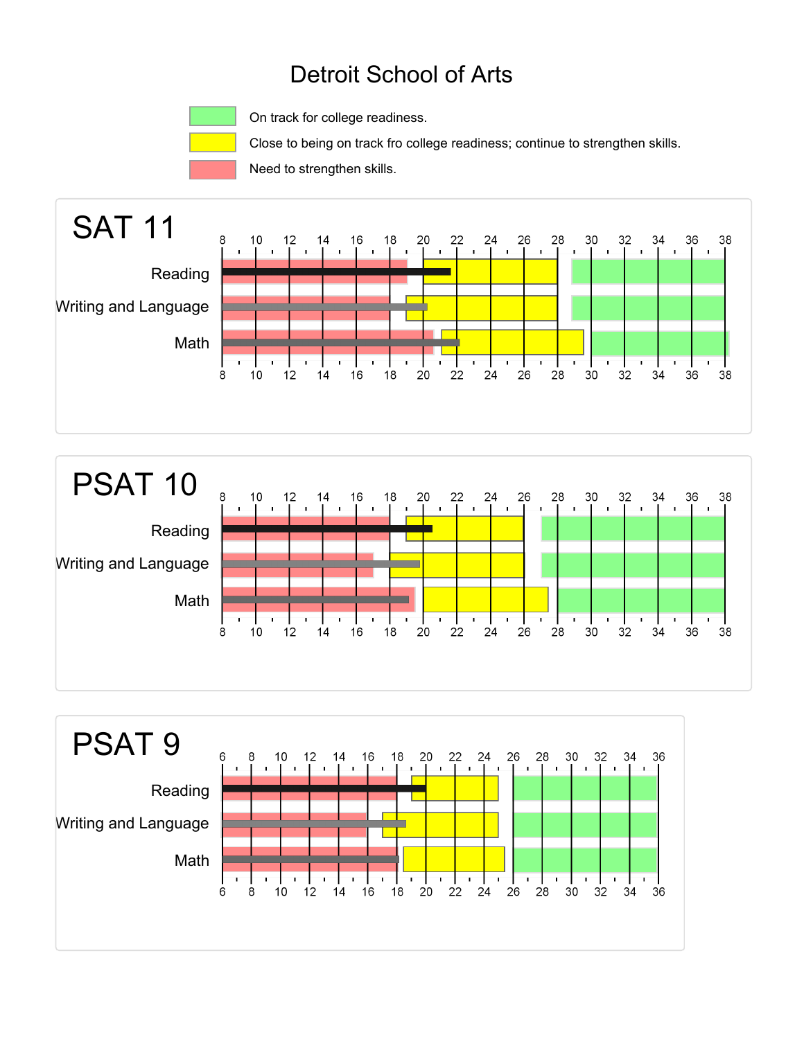# Detroit School of Arts

- On track for college readiness.
- Close to being on track fro college readiness; continue to strengthen skills.
- Need to strengthen skills.

## SAT 11

Reading

Writing and Language

Math

## PSAT 10

Reading

Writing and Language

Math

## PSAT 9

Reading

Writing and Language

Math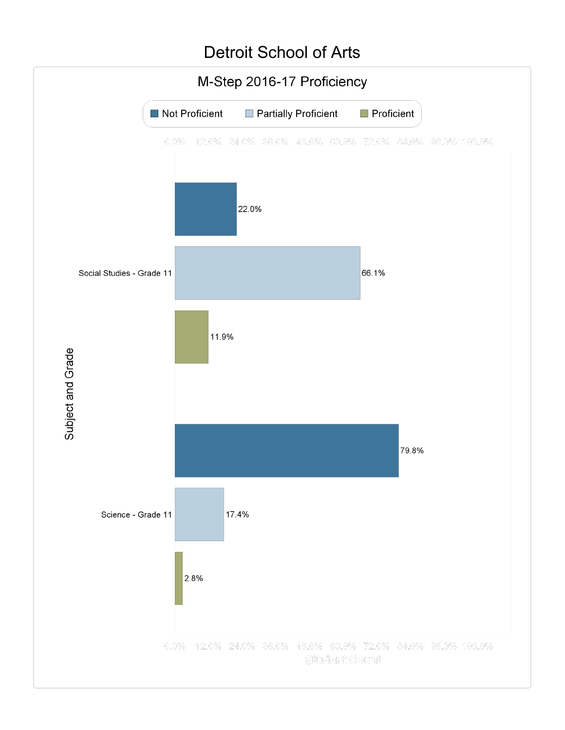# Detroit School of Arts

## M-Step 2016-17 Proficiency

| Subject and Grade | Not Proficient | Partially Proficient | Proficient |
|---|---|---|---|
| Social Studies - Grade 11 | 22.0% | 66.1% | 11.9% |
| Science - Grade 11 | 79.8% | 17.4% | 2.8% |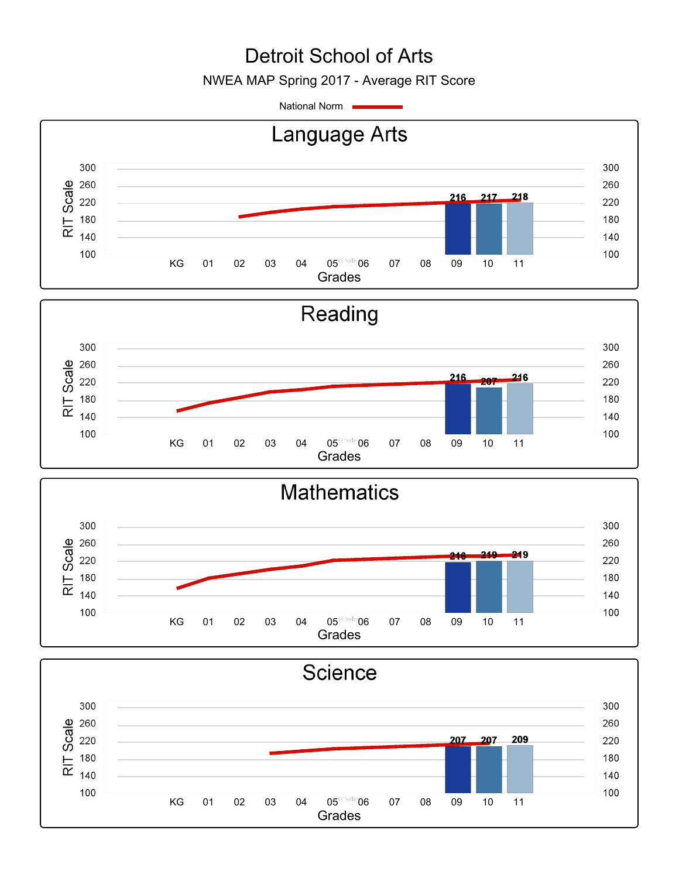# Detroit School of Arts

NWEA MAP Spring 2017 - Average RIT Score

National Norm

## Language Arts

| Grade | 09 | 10 | 11 |
|---|---|---|---|
| Average RIT Score | 216 | 217 | 218 |

## Reading

| Grade | 09 | 10 | 11 |
|---|---|---|---|
| Average RIT Score | 216 | 207 | 216 |

## Mathematics

| Grade | 09 | 10 | 11 |
|---|---|---|---|
| Average RIT Score | 216 | 219 | 219 |

## Science

| Grade | 09 | 10 | 11 |
|---|---|---|---|
| Average RIT Score | 207 | 207 | 209 |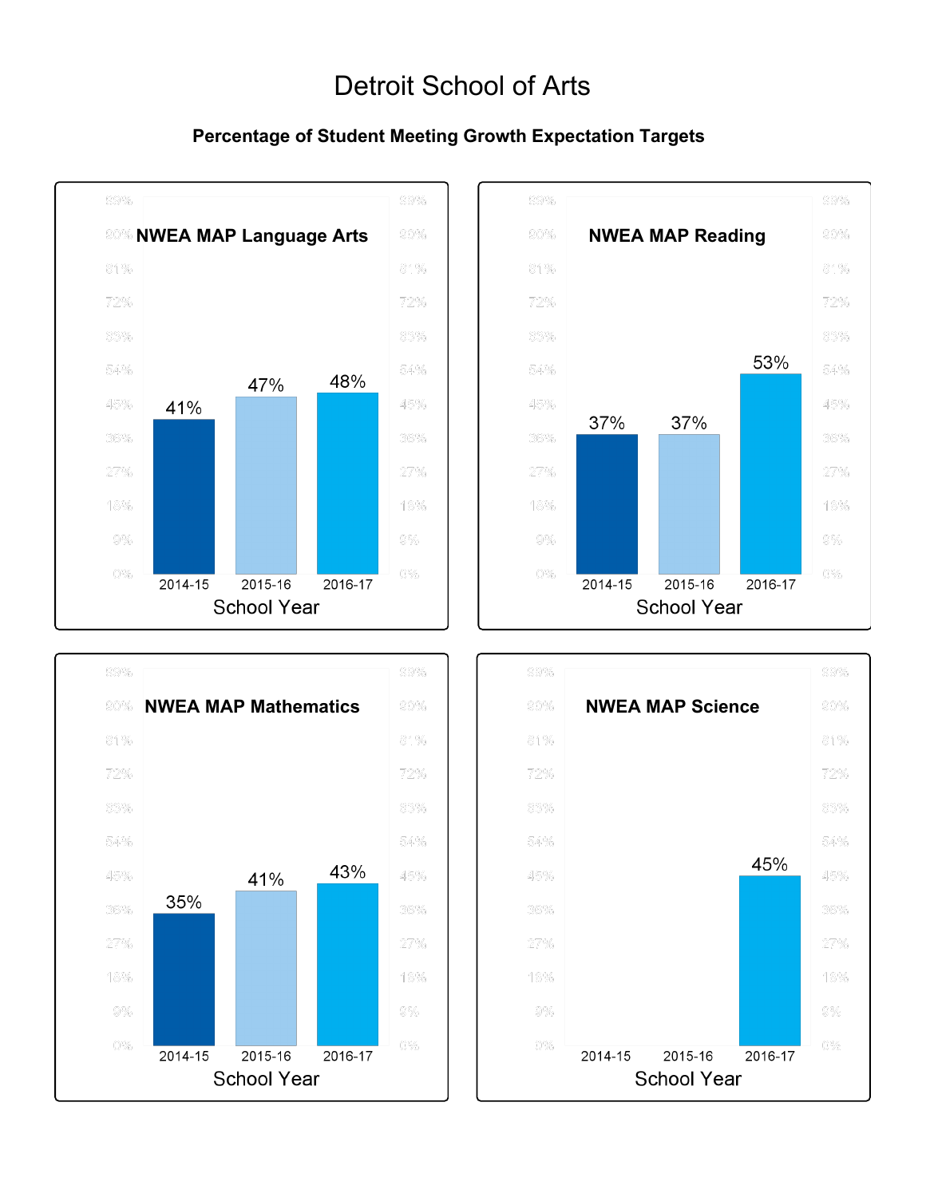# Detroit School of Arts

**Percentage of Student Meeting Growth Expectation Targets**

**NWEA MAP Language Arts**

41%
47%
48%

2014-15
2015-16
2016-17

School Year

**NWEA MAP Reading**

37%
37%
53%

2014-15
2015-16
2016-17

School Year

**NWEA MAP Mathematics**

35%
41%
43%

2014-15
2015-16
2016-17

School Year

**NWEA MAP Science**

45%

2014-15
2015-16
2016-17

School Year